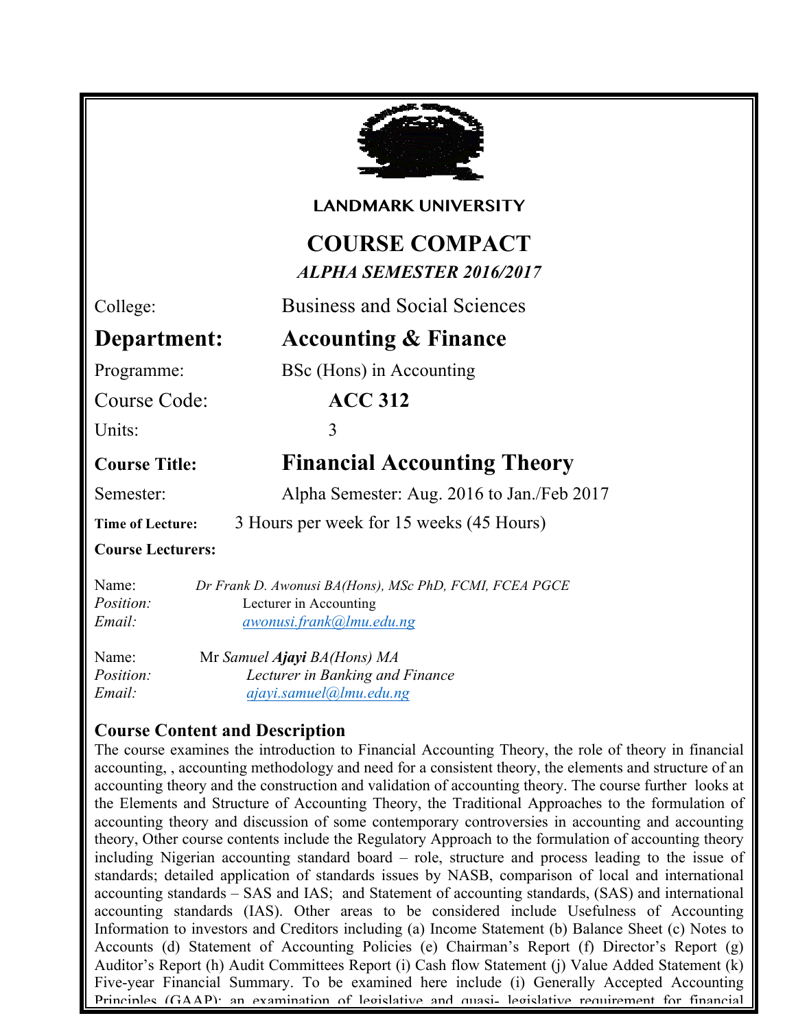LANDMARK UNIVERSITY

# COURSE COMPACT

***ALPHA SEMESTER 2016/2017***

College: Business and Social Sciences

**Department: Accounting & Finance**

Programme: BSc (Hons) in Accounting

Course Code: **ACC 312**

Units: 3

**Course Title: Financial Accounting Theory**

Semester: Alpha Semester: Aug. 2016 to Jan./Feb 2017

**Time of Lecture:** 3 Hours per week for 15 weeks (45 Hours)

**Course Lecturers:**

Name: *Dr Frank D. Awonusi BA(Hons), MSc PhD, FCMI, FCEA PGCE*
*Position:* Lecturer in Accounting
*Email:* awonusi.frank@lmu.edu.ng

Name: Mr *Samuel **Ajayi** BA(Hons) MA*
*Position:* *Lecturer in Banking and Finance*
*Email:* ajayi.samuel@lmu.edu.ng

## Course Content and Description

The course examines the introduction to Financial Accounting Theory, the role of theory in financial accounting, , accounting methodology and need for a consistent theory, the elements and structure of an accounting theory and the construction and validation of accounting theory. The course further looks at the Elements and Structure of Accounting Theory, the Traditional Approaches to the formulation of accounting theory and discussion of some contemporary controversies in accounting and accounting theory, Other course contents include the Regulatory Approach to the formulation of accounting theory including Nigerian accounting standard board – role, structure and process leading to the issue of standards; detailed application of standards issues by NASB, comparison of local and international accounting standards – SAS and IAS; and Statement of accounting standards, (SAS) and international accounting standards (IAS). Other areas to be considered include Usefulness of Accounting Information to investors and Creditors including (a) Income Statement (b) Balance Sheet (c) Notes to Accounts (d) Statement of Accounting Policies (e) Chairman's Report (f) Director's Report (g) Auditor's Report (h) Audit Committees Report (i) Cash flow Statement (j) Value Added Statement (k) Five-year Financial Summary. To be examined here include (i) Generally Accepted Accounting Principles (GAAP): an examination of legislative and quasi- legislative requirement for financial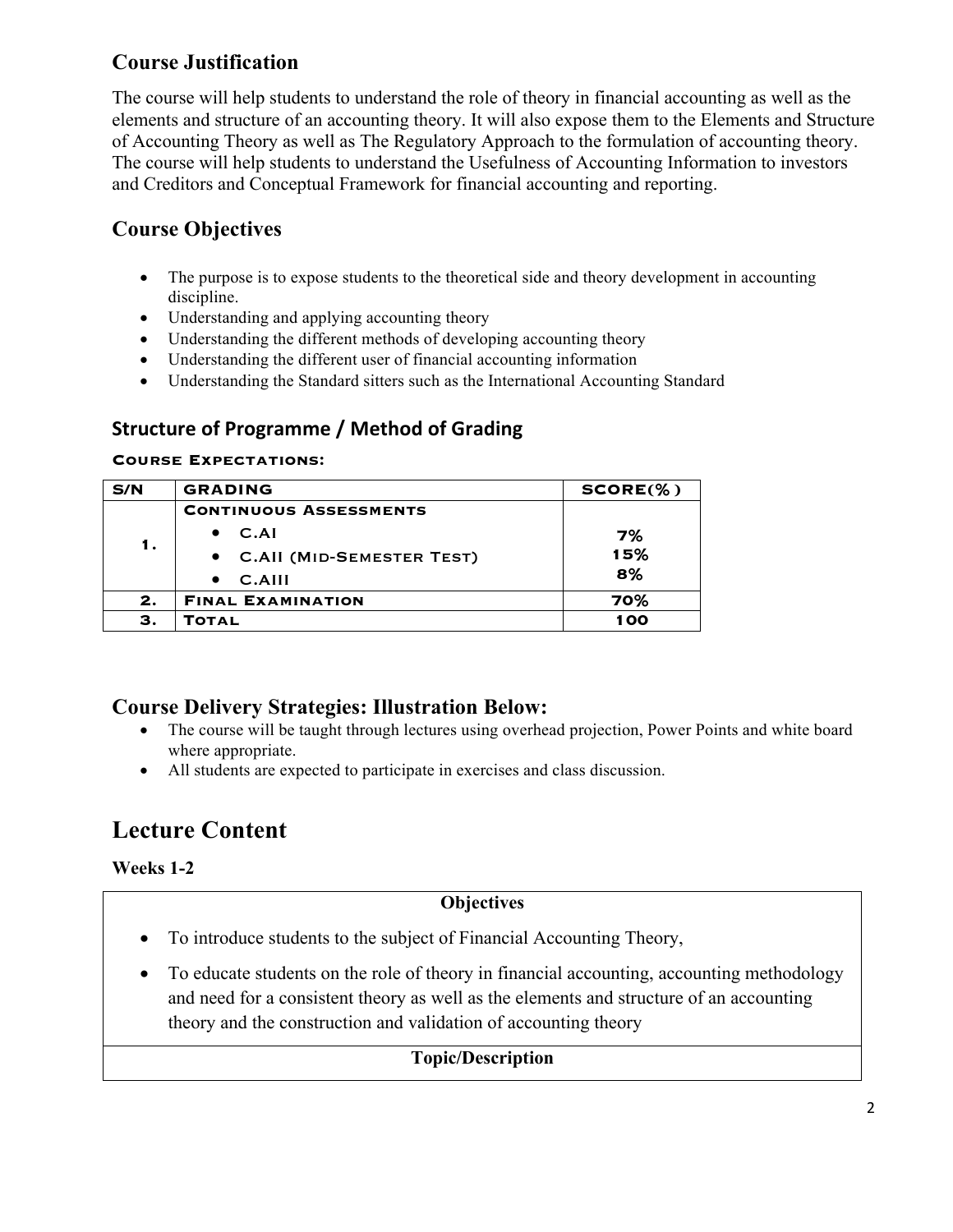## Course Justification

The course will help students to understand the role of theory in financial accounting as well as the elements and structure of an accounting theory. It will also expose them to the Elements and Structure of Accounting Theory as well as The Regulatory Approach to the formulation of accounting theory. The course will help students to understand the Usefulness of Accounting Information to investors and Creditors and Conceptual Framework for financial accounting and reporting.

## Course Objectives

- The purpose is to expose students to the theoretical side and theory development in accounting discipline.
- Understanding and applying accounting theory
- Understanding the different methods of developing accounting theory
- Understanding the different user of financial accounting information
- Understanding the Standard sitters such as the International Accounting Standard

## Structure of Programme / Method of Grading

**COURSE EXPECTATIONS:**

| S/N | GRADING | SCORE(%) |
|---|---|---|
| 1. | **CONTINUOUS ASSESSMENTS**<br>• C.AI<br>• C.AII (MID-SEMESTER TEST)<br>• C.AIII | <br>7%<br>15%<br>8% |
| 2. | **FINAL EXAMINATION** | 70% |
| 3. | **TOTAL** | 100 |

## Course Delivery Strategies: Illustration Below:

- The course will be taught through lectures using overhead projection, Power Points and white board where appropriate.
- All students are expected to participate in exercises and class discussion.

# Lecture Content

**Weeks 1-2**

| Objectives |
|---|
| • To introduce students to the subject of Financial Accounting Theory,<br>• To educate students on the role of theory in financial accounting, accounting methodology and need for a consistent theory as well as the elements and structure of an accounting theory and the construction and validation of accounting theory |
| **Topic/Description** |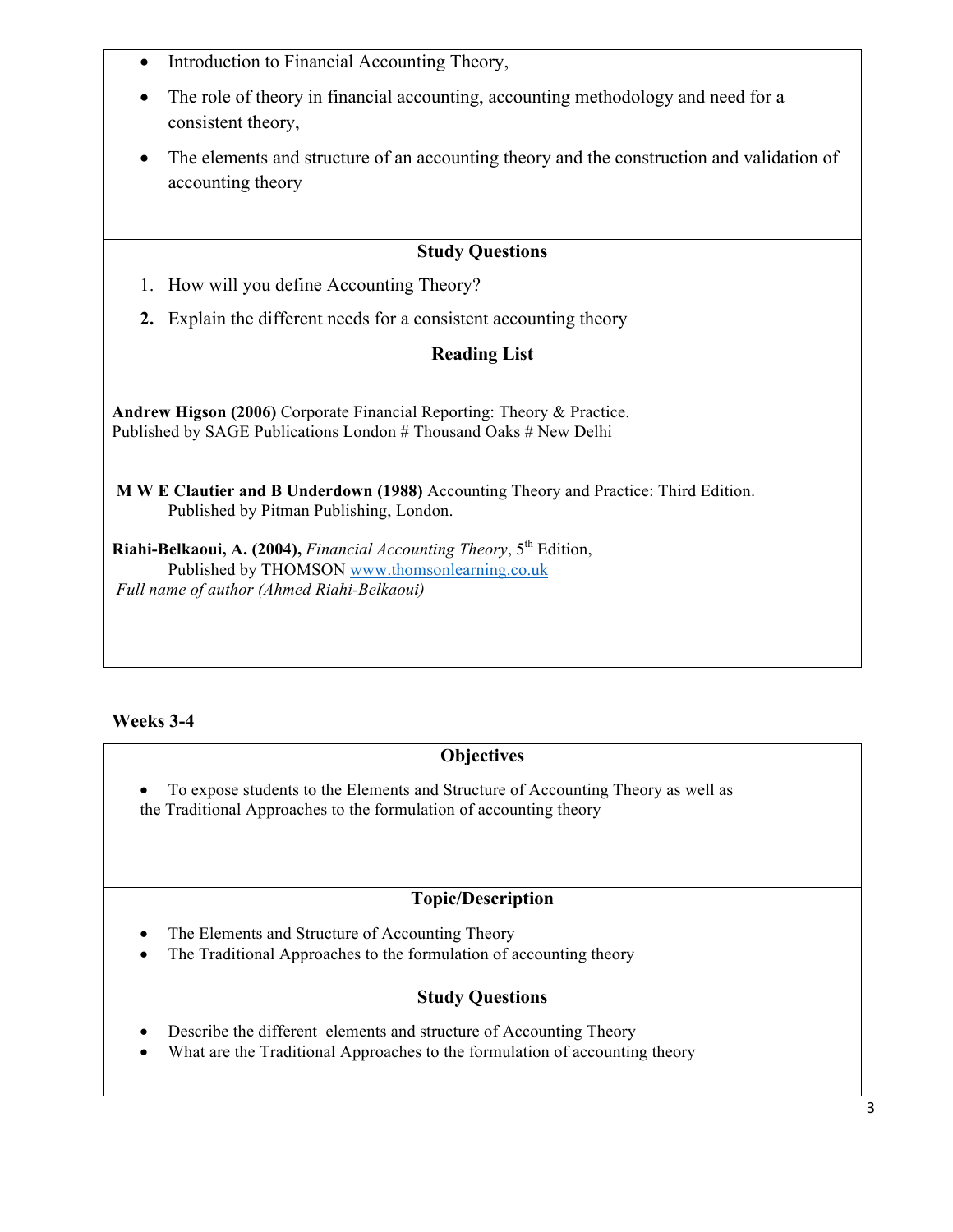- Introduction to Financial Accounting Theory,
- The role of theory in financial accounting, accounting methodology and need for a consistent theory,
- The elements and structure of an accounting theory and the construction and validation of accounting theory

### Study Questions

1. How will you define Accounting Theory?
2. **Explain the different needs for a consistent accounting theory**

### Reading List

**Andrew Higson (2006)** Corporate Financial Reporting: Theory & Practice. Published by SAGE Publications London # Thousand Oaks # New Delhi

**M W E Clautier and B Underdown (1988)** Accounting Theory and Practice: Third Edition. Published by Pitman Publishing, London.

**Riahi-Belkaoui, A. (2004),** *Financial Accounting Theory*, 5th Edition, Published by THOMSON www.thomsonlearning.co.uk
*Full name of author (Ahmed Riahi-Belkaoui)*

## Weeks 3-4

### Objectives

- To expose students to the Elements and Structure of Accounting Theory as well as the Traditional Approaches to the formulation of accounting theory

### Topic/Description

- The Elements and Structure of Accounting Theory
- The Traditional Approaches to the formulation of accounting theory

### Study Questions

- Describe the different elements and structure of Accounting Theory
- What are the Traditional Approaches to the formulation of accounting theory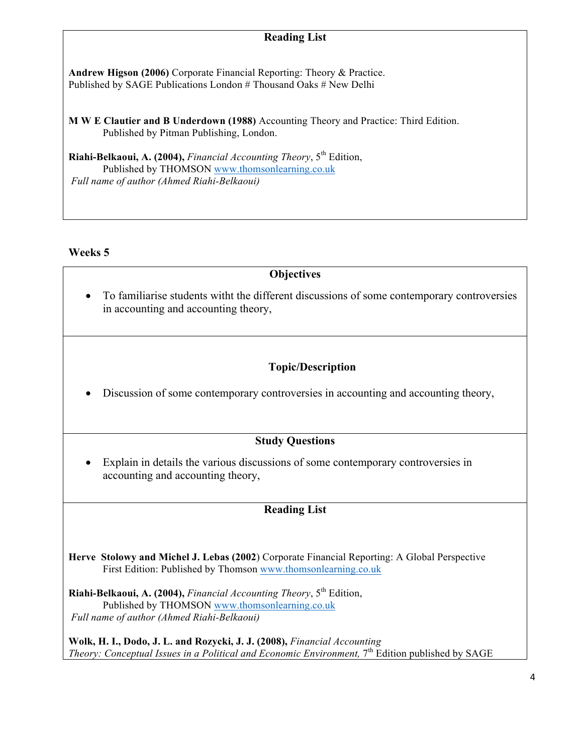### Reading List

**Andrew Higson (2006)** Corporate Financial Reporting: Theory & Practice.
Published by SAGE Publications London # Thousand Oaks # New Delhi

**M W E Clautier and B Underdown (1988)** Accounting Theory and Practice: Third Edition.
Published by Pitman Publishing, London.

**Riahi-Belkaoui, A. (2004),** *Financial Accounting Theory*, 5th Edition,
Published by THOMSON www.thomsonlearning.co.uk
*Full name of author (Ahmed Riahi-Belkaoui)*

## Weeks 5

### Objectives

- To familiarise students witht the different discussions of some contemporary controversies in accounting and accounting theory,

### Topic/Description

- Discussion of some contemporary controversies in accounting and accounting theory,

### Study Questions

- Explain in details the various discussions of some contemporary controversies in accounting and accounting theory,

### Reading List

**Herve Stolowy and Michel J. Lebas (2002**) Corporate Financial Reporting: A Global Perspective
First Edition: Published by Thomson www.thomsonlearning.co.uk

**Riahi-Belkaoui, A. (2004),** *Financial Accounting Theory*, 5th Edition,
Published by THOMSON www.thomsonlearning.co.uk
*Full name of author (Ahmed Riahi-Belkaoui)*

**Wolk, H. I., Dodo, J. L. and Rozycki, J. J. (2008),** *Financial Accounting Theory: Conceptual Issues in a Political and Economic Environment,* 7th Edition published by SAGE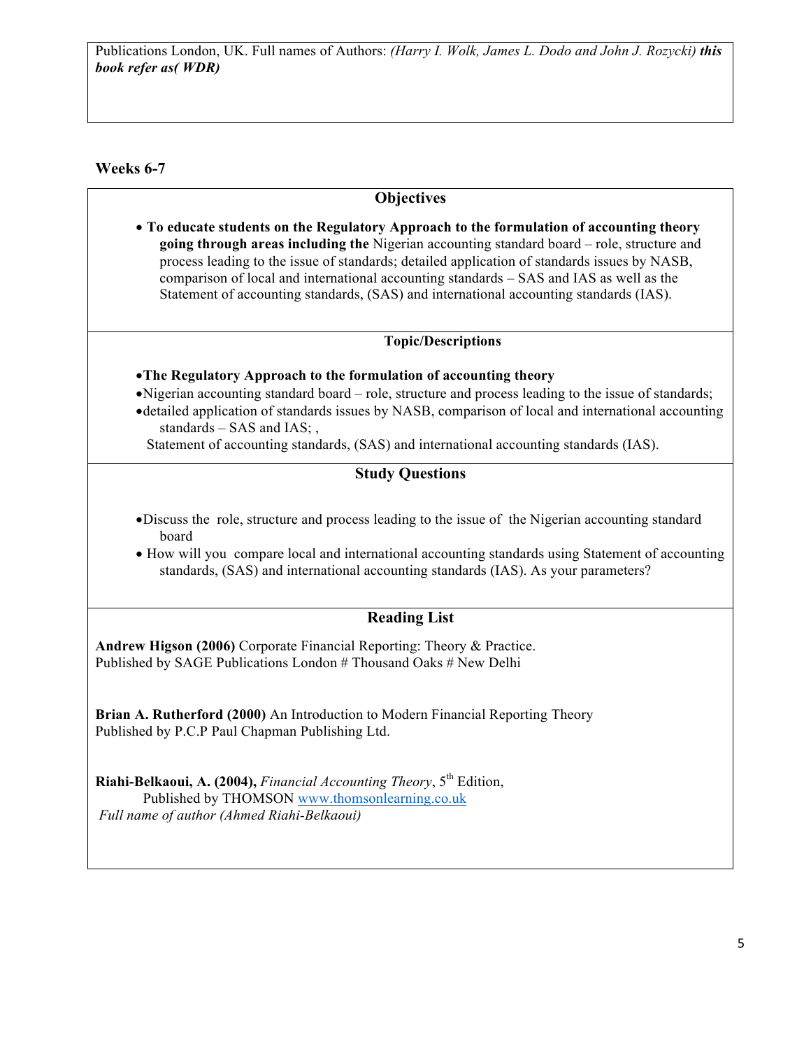Publications London, UK. Full names of Authors: *(Harry I. Wolk, James L. Dodo and John J. Rozycki)* ***this book refer as( WDR)***

## Weeks 6-7

### Objectives

- **To educate students on the Regulatory Approach to the formulation of accounting theory going through areas including the** Nigerian accounting standard board – role, structure and process leading to the issue of standards; detailed application of standards issues by NASB, comparison of local and international accounting standards – SAS and IAS as well as the Statement of accounting standards, (SAS) and international accounting standards (IAS).

### Topic/Descriptions

- **The Regulatory Approach to the formulation of accounting theory**
- Nigerian accounting standard board – role, structure and process leading to the issue of standards;
- detailed application of standards issues by NASB, comparison of local and international accounting standards – SAS and IAS; ,

  Statement of accounting standards, (SAS) and international accounting standards (IAS).

### Study Questions

- Discuss the role, structure and process leading to the issue of the Nigerian accounting standard board
- How will you compare local and international accounting standards using Statement of accounting standards, (SAS) and international accounting standards (IAS). As your parameters?

### Reading List

**Andrew Higson (2006)** Corporate Financial Reporting: Theory & Practice.
Published by SAGE Publications London # Thousand Oaks # New Delhi

**Brian A. Rutherford (2000)** An Introduction to Modern Financial Reporting Theory
Published by P.C.P Paul Chapman Publishing Ltd.

**Riahi-Belkaoui, A. (2004),** *Financial Accounting Theory*, 5th Edition,
Published by THOMSON www.thomsonlearning.co.uk
*Full name of author (Ahmed Riahi-Belkaoui)*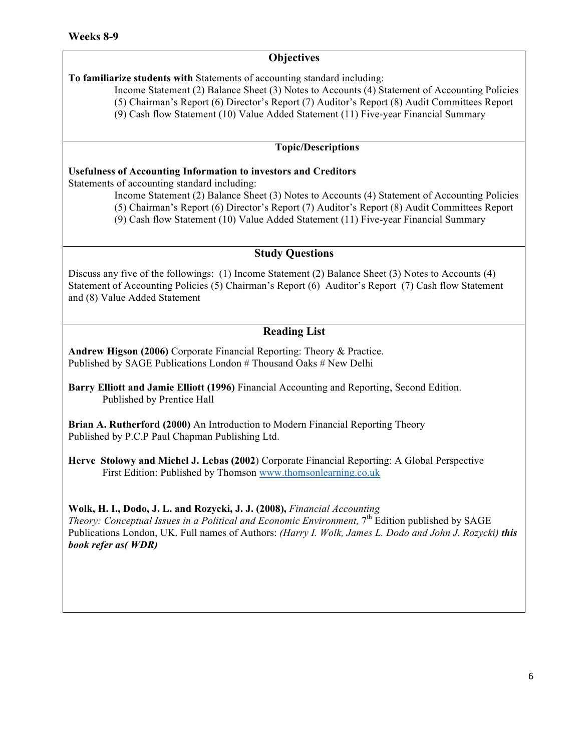**Weeks 8-9**

## Objectives

**To familiarize students with** Statements of accounting standard including:

Income Statement (2) Balance Sheet (3) Notes to Accounts (4) Statement of Accounting Policies (5) Chairman's Report (6) Director's Report (7) Auditor's Report (8) Audit Committees Report (9) Cash flow Statement (10) Value Added Statement (11) Five-year Financial Summary

## Topic/Descriptions

**Usefulness of Accounting Information to investors and Creditors**

Statements of accounting standard including:

Income Statement (2) Balance Sheet (3) Notes to Accounts (4) Statement of Accounting Policies (5) Chairman's Report (6) Director's Report (7) Auditor's Report (8) Audit Committees Report (9) Cash flow Statement (10) Value Added Statement (11) Five-year Financial Summary

## Study Questions

Discuss any five of the followings: (1) Income Statement (2) Balance Sheet (3) Notes to Accounts (4) Statement of Accounting Policies (5) Chairman's Report (6) Auditor's Report (7) Cash flow Statement and (8) Value Added Statement

## Reading List

**Andrew Higson (2006)** Corporate Financial Reporting: Theory & Practice. Published by SAGE Publications London # Thousand Oaks # New Delhi

**Barry Elliott and Jamie Elliott (1996)** Financial Accounting and Reporting, Second Edition. Published by Prentice Hall

**Brian A. Rutherford (2000)** An Introduction to Modern Financial Reporting Theory Published by P.C.P Paul Chapman Publishing Ltd.

**Herve Stolowy and Michel J. Lebas (2002**) Corporate Financial Reporting: A Global Perspective First Edition: Published by Thomson www.thomsonlearning.co.uk

**Wolk, H. I., Dodo, J. L. and Rozycki, J. J. (2008),** *Financial Accounting Theory: Conceptual Issues in a Political and Economic Environment,* 7th Edition published by SAGE Publications London, UK. Full names of Authors: *(Harry I. Wolk, James L. Dodo and John J. Rozycki)* ***this book refer as( WDR)***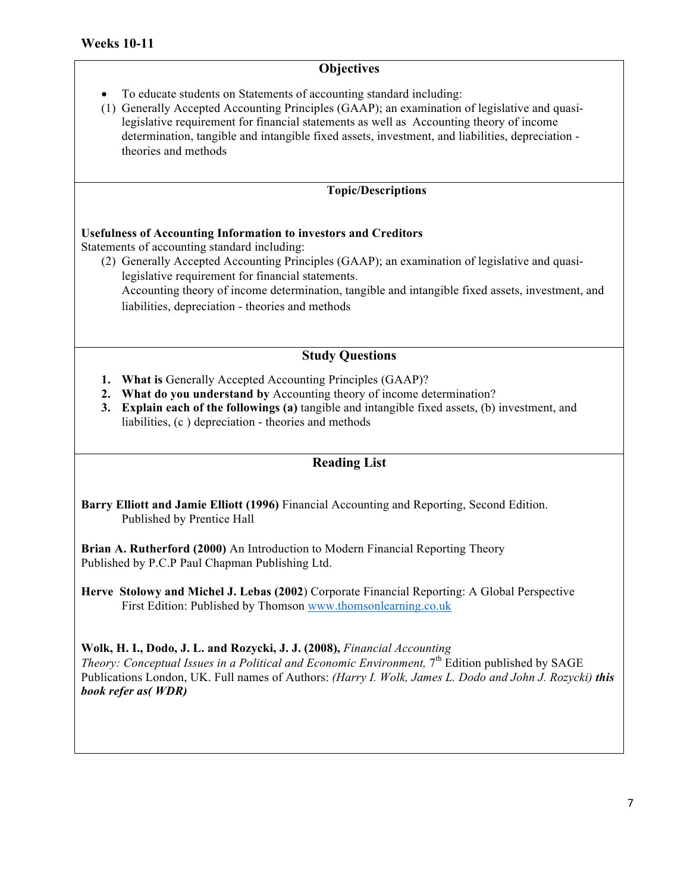## Weeks 10-11

### Objectives

- To educate students on Statements of accounting standard including:

(1) Generally Accepted Accounting Principles (GAAP); an examination of legislative and quasi-legislative requirement for financial statements as well as Accounting theory of income determination, tangible and intangible fixed assets, investment, and liabilities, depreciation - theories and methods

### Topic/Descriptions

**Usefulness of Accounting Information to investors and Creditors**

Statements of accounting standard including:

(2) Generally Accepted Accounting Principles (GAAP); an examination of legislative and quasi-legislative requirement for financial statements.
Accounting theory of income determination, tangible and intangible fixed assets, investment, and liabilities, depreciation - theories and methods

### Study Questions

1. **What is** Generally Accepted Accounting Principles (GAAP)?
2. **What do you understand by** Accounting theory of income determination?
3. **Explain each of the followings (a)** tangible and intangible fixed assets, (b) investment, and liabilities, (c ) depreciation - theories and methods

### Reading List

**Barry Elliott and Jamie Elliott (1996)** Financial Accounting and Reporting, Second Edition. Published by Prentice Hall

**Brian A. Rutherford (2000)** An Introduction to Modern Financial Reporting Theory Published by P.C.P Paul Chapman Publishing Ltd.

**Herve Stolowy and Michel J. Lebas (2002**) Corporate Financial Reporting: A Global Perspective First Edition: Published by Thomson www.thomsonlearning.co.uk

**Wolk, H. I., Dodo, J. L. and Rozycki, J. J. (2008),** *Financial Accounting Theory: Conceptual Issues in a Political and Economic Environment,* 7th Edition published by SAGE Publications London, UK. Full names of Authors: *(Harry I. Wolk, James L. Dodo and John J. Rozycki)* ***this book refer as( WDR)***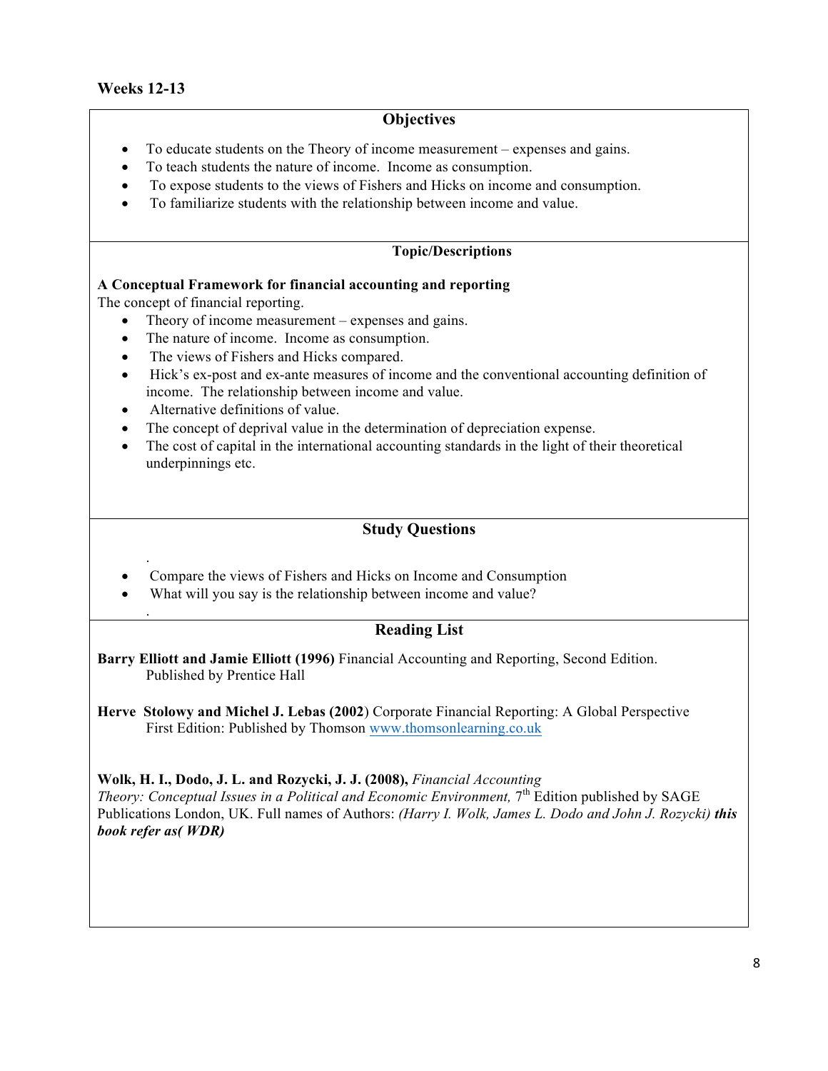## Weeks 12-13

### Objectives

- To educate students on the Theory of income measurement – expenses and gains.
- To teach students the nature of income. Income as consumption.
- To expose students to the views of Fishers and Hicks on income and consumption.
- To familiarize students with the relationship between income and value.

### Topic/Descriptions

**A Conceptual Framework for financial accounting and reporting**

The concept of financial reporting.

- Theory of income measurement – expenses and gains.
- The nature of income. Income as consumption.
- The views of Fishers and Hicks compared.
- Hick's ex-post and ex-ante measures of income and the conventional accounting definition of income. The relationship between income and value.
- Alternative definitions of value.
- The concept of deprival value in the determination of depreciation expense.
- The cost of capital in the international accounting standards in the light of their theoretical underpinnings etc.

### Study Questions

.

- Compare the views of Fishers and Hicks on Income and Consumption
- What will you say is the relationship between income and value?

.

### Reading List

**Barry Elliott and Jamie Elliott (1996)** Financial Accounting and Reporting, Second Edition. Published by Prentice Hall

**Herve Stolowy and Michel J. Lebas (2002**) Corporate Financial Reporting: A Global Perspective First Edition: Published by Thomson www.thomsonlearning.co.uk

**Wolk, H. I., Dodo, J. L. and Rozycki, J. J. (2008),** *Financial Accounting Theory: Conceptual Issues in a Political and Economic Environment,* 7th Edition published by SAGE Publications London, UK. Full names of Authors: *(Harry I. Wolk, James L. Dodo and John J. Rozycki)* ***this book refer as( WDR)***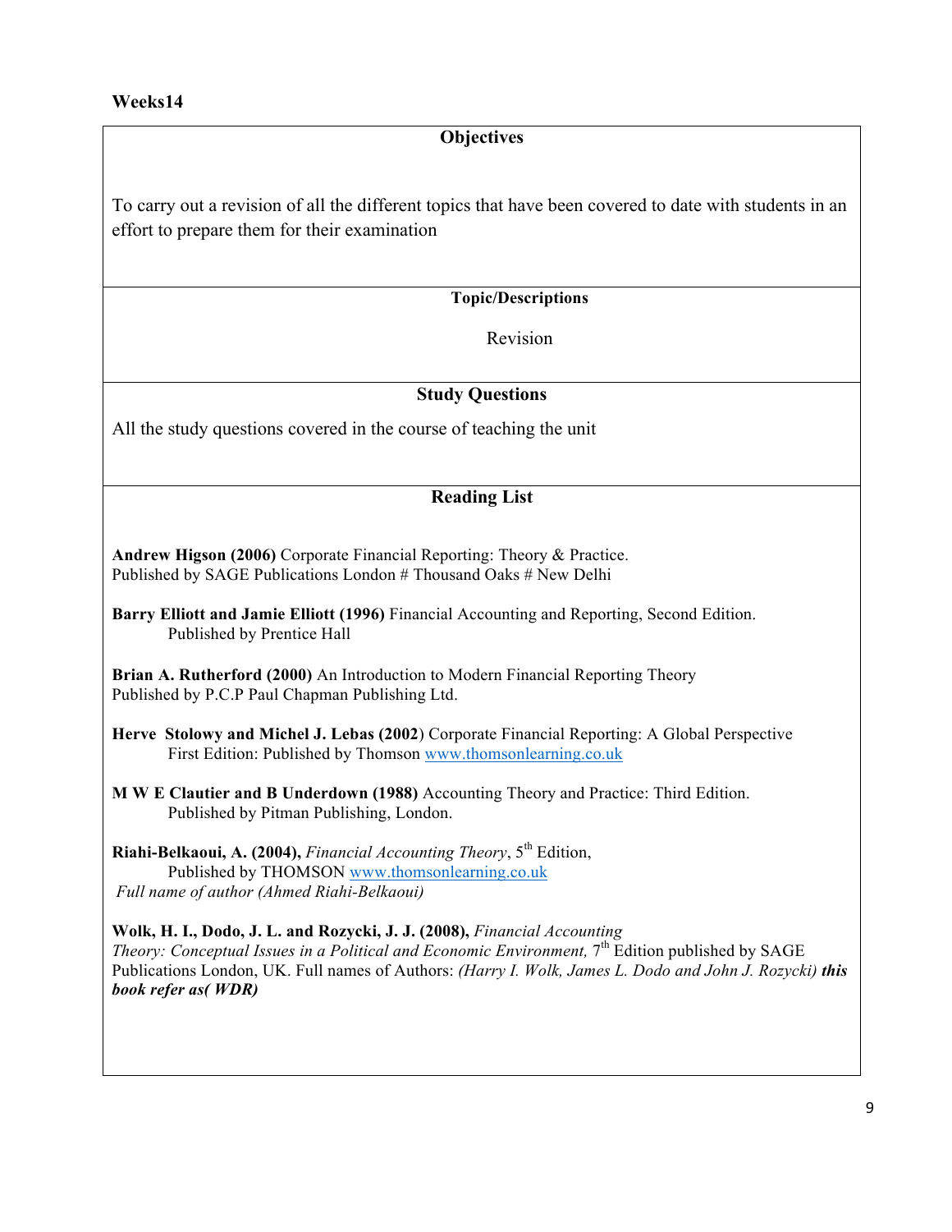**Weeks14**

## Objectives

To carry out a revision of all the different topics that have been covered to date with students in an effort to prepare them for their examination

## Topic/Descriptions

Revision

## Study Questions

All the study questions covered in the course of teaching the unit

## Reading List

**Andrew Higson (2006)** Corporate Financial Reporting: Theory & Practice.
Published by SAGE Publications London # Thousand Oaks # New Delhi

**Barry Elliott and Jamie Elliott (1996)** Financial Accounting and Reporting, Second Edition.
Published by Prentice Hall

**Brian A. Rutherford (2000)** An Introduction to Modern Financial Reporting Theory
Published by P.C.P Paul Chapman Publishing Ltd.

**Herve Stolowy and Michel J. Lebas (2002**) Corporate Financial Reporting: A Global Perspective
First Edition: Published by Thomson www.thomsonlearning.co.uk

**M W E Clautier and B Underdown (1988)** Accounting Theory and Practice: Third Edition.
Published by Pitman Publishing, London.

**Riahi-Belkaoui, A. (2004),** *Financial Accounting Theory*, 5th Edition,
Published by THOMSON www.thomsonlearning.co.uk
*Full name of author (Ahmed Riahi-Belkaoui)*

**Wolk, H. I., Dodo, J. L. and Rozycki, J. J. (2008),** *Financial Accounting Theory: Conceptual Issues in a Political and Economic Environment,* 7th Edition published by SAGE Publications London, UK. Full names of Authors: *(Harry I. Wolk, James L. Dodo and John J. Rozycki)* ***this book refer as( WDR)***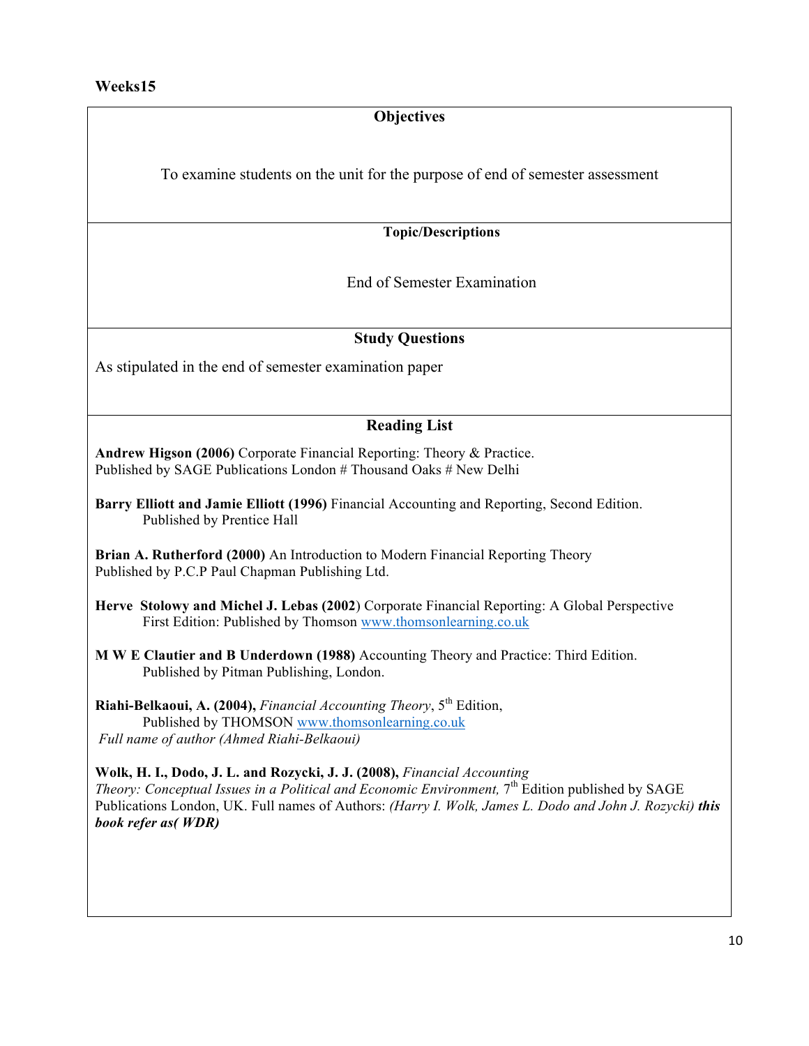**Weeks15**

### Objectives

To examine students on the unit for the purpose of end of semester assessment

### Topic/Descriptions

End of Semester Examination

### Study Questions

As stipulated in the end of semester examination paper

### Reading List

**Andrew Higson (2006)** Corporate Financial Reporting: Theory & Practice.
Published by SAGE Publications London # Thousand Oaks # New Delhi

**Barry Elliott and Jamie Elliott (1996)** Financial Accounting and Reporting, Second Edition.
Published by Prentice Hall

**Brian A. Rutherford (2000)** An Introduction to Modern Financial Reporting Theory
Published by P.C.P Paul Chapman Publishing Ltd.

**Herve Stolowy and Michel J. Lebas (2002**) Corporate Financial Reporting: A Global Perspective
First Edition: Published by Thomson www.thomsonlearning.co.uk

**M W E Clautier and B Underdown (1988)** Accounting Theory and Practice: Third Edition.
Published by Pitman Publishing, London.

**Riahi-Belkaoui, A. (2004),** *Financial Accounting Theory*, 5th Edition,
Published by THOMSON www.thomsonlearning.co.uk
*Full name of author (Ahmed Riahi-Belkaoui)*

**Wolk, H. I., Dodo, J. L. and Rozycki, J. J. (2008),** *Financial Accounting Theory: Conceptual Issues in a Political and Economic Environment,* 7th Edition published by SAGE Publications London, UK. Full names of Authors: *(Harry I. Wolk, James L. Dodo and John J. Rozycki)* ***this book refer as( WDR)***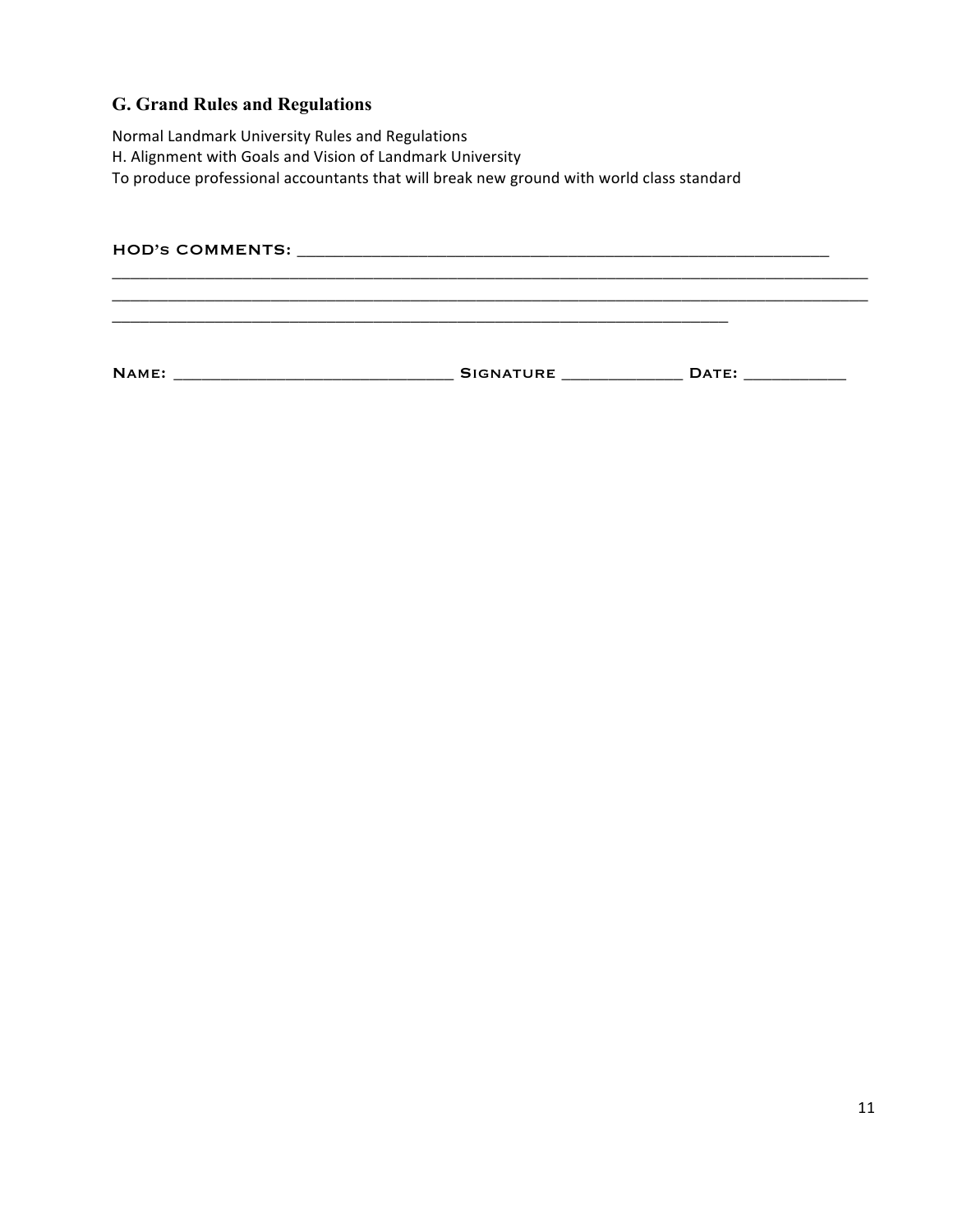## G. Grand Rules and Regulations

Normal Landmark University Rules and Regulations
H. Alignment with Goals and Vision of Landmark University
To produce professional accountants that will break new ground with world class standard

HOD's COMMENTS: ______________________________________________________________
_____________________________________________________________________________________
_____________________________________________________________________________________
________________________________________________________________________

NAME: ______________________________ SIGNATURE _____________ DATE: ___________